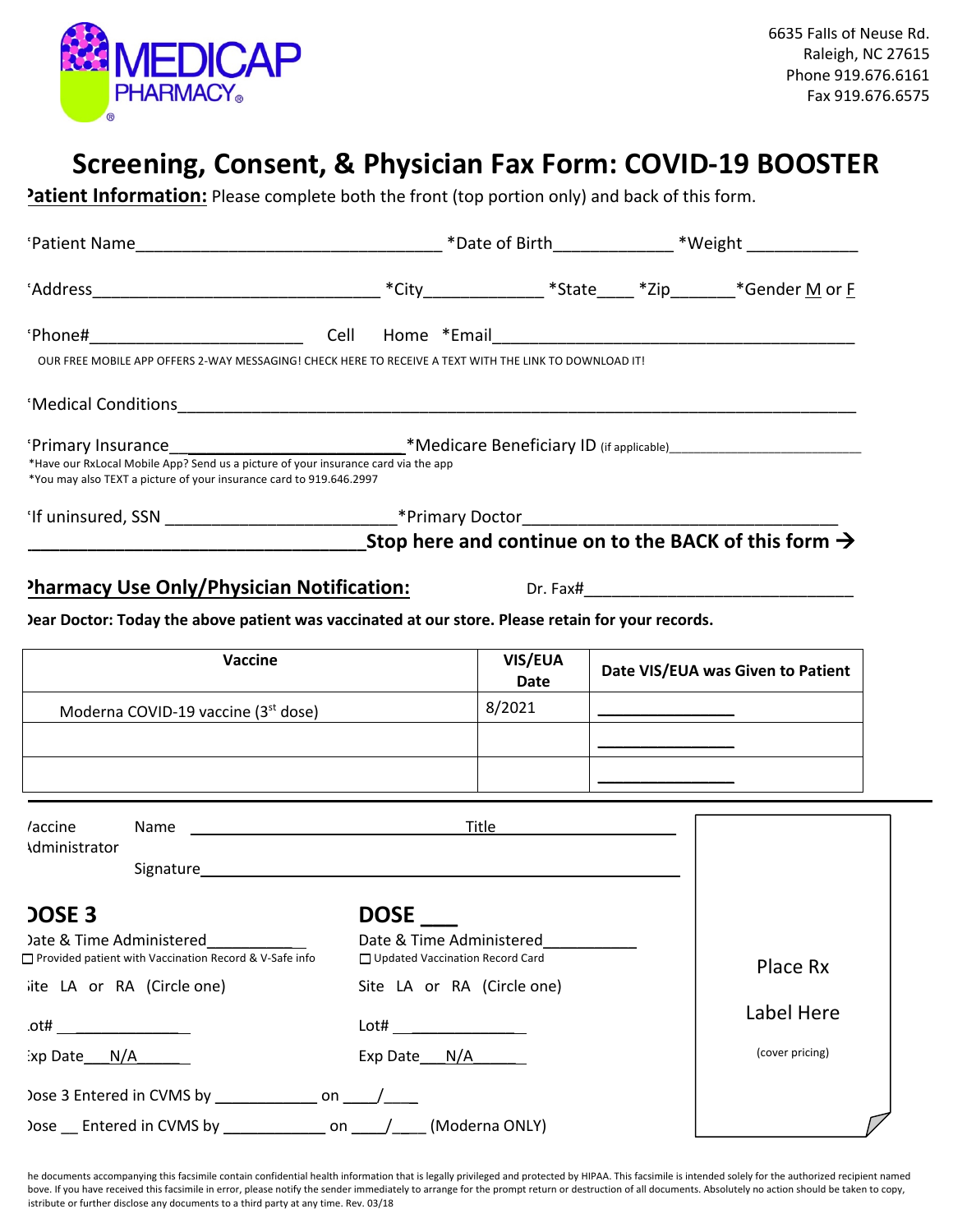MEDICAP PHARMACY®

6635 Falls of Neuse Rd.
Raleigh, NC 27615
Phone 919.676.6161
Fax 919.676.6575

# Screening, Consent, & Physician Fax Form: COVID-19 BOOSTER

**Patient Information:** Please complete both the front (top portion only) and back of this form.

*Patient Name________________________________ *Date of Birth____________ *Weight ___________

*Address______________________________ *City____________ *State____ *Zip_______*Gender M or F

*Phone#______________________ Cell Home *Email_______________________________________

OUR FREE MOBILE APP OFFERS 2-WAY MESSAGING! CHECK HERE TO RECEIVE A TEXT WITH THE LINK TO DOWNLOAD IT!

*Medical Conditions_____________________________________________________________________

*Primary Insurance________________________ *Medicare Beneficiary ID (if applicable)________________________

*Have our RxLocal Mobile App? Send us a picture of your insurance card via the app
*You may also TEXT a picture of your insurance card to 919.646.2997

*If uninsured, SSN ________________________ *Primary Doctor_________________________________

**__________________________________Stop here and continue on to the BACK of this form →**

**Pharmacy Use Only/Physician Notification:** Dr. Fax#____________________________

**Dear Doctor: Today the above patient was vaccinated at our store. Please retain for your records.**

| Vaccine | VIS/EUA Date | Date VIS/EUA was Given to Patient |
|---|---|---|
| Moderna COVID-19 vaccine (3rd dose) | 8/2021 | _______________ |
| | | _______________ |
| | | _______________ |

Vaccine Administrator Name ______________________ Title ______________________

Signature ______________________________________________

**DOSE 3**

Date & Time Administered__________
☐ Provided patient with Vaccination Record & V-Safe info
Site LA or RA (Circle one)
Lot# _____________
Exp Date___N/A_____

**DOSE ___**

Date & Time Administered__________
☐ Updated Vaccination Record Card
Site LA or RA (Circle one)
Lot# _____________
Exp Date___N/A_____

Dose 3 Entered in CVMS by ___________ on ____/____

Dose __ Entered in CVMS by ___________ on ____/____ (Moderna ONLY)

Place Rx Label Here (cover pricing)

The documents accompanying this facsimile contain confidential health information that is legally privileged and protected by HIPAA. This facsimile is intended solely for the authorized recipient named above. If you have received this facsimile in error, please notify the sender immediately to arrange for the prompt return or destruction of all documents. Absolutely no action should be taken to copy, distribute or further disclose any documents to a third party at any time. Rev. 03/18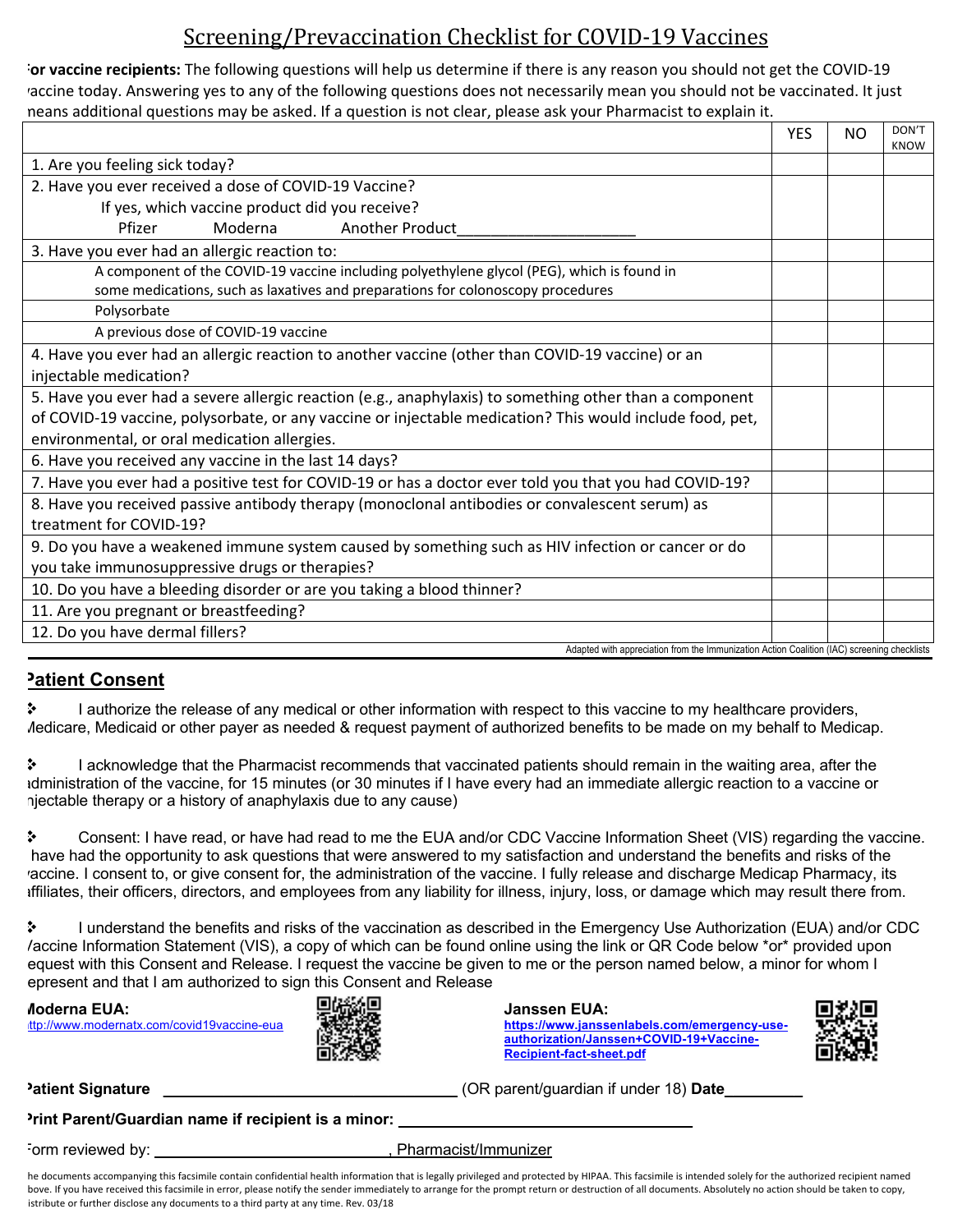# Screening/Prevaccination Checklist for COVID-19 Vaccines

**For vaccine recipients:** The following questions will help us determine if there is any reason you should not get the COVID-19 vaccine today. Answering yes to any of the following questions does not necessarily mean you should not be vaccinated. It just means additional questions may be asked. If a question is not clear, please ask your Pharmacist to explain it.

| | YES | NO | DON'T KNOW |
|---|---|---|---|
| 1. Are you feeling sick today? | | | |
| 2. Have you ever received a dose of COVID-19 Vaccine? If yes, which vaccine product did you receive? Pfizer Moderna Another Product____________________ | | | |
| 3. Have you ever had an allergic reaction to: | | | |
| A component of the COVID-19 vaccine including polyethylene glycol (PEG), which is found in some medications, such as laxatives and preparations for colonoscopy procedures | | | |
| Polysorbate | | | |
| A previous dose of COVID-19 vaccine | | | |
| 4. Have you ever had an allergic reaction to another vaccine (other than COVID-19 vaccine) or an injectable medication? | | | |
| 5. Have you ever had a severe allergic reaction (e.g., anaphylaxis) to something other than a component of COVID-19 vaccine, polysorbate, or any vaccine or injectable medication? This would include food, pet, environmental, or oral medication allergies. | | | |
| 6. Have you received any vaccine in the last 14 days? | | | |
| 7. Have you ever had a positive test for COVID-19 or has a doctor ever told you that you had COVID-19? | | | |
| 8. Have you received passive antibody therapy (monoclonal antibodies or convalescent serum) as treatment for COVID-19? | | | |
| 9. Do you have a weakened immune system caused by something such as HIV infection or cancer or do you take immunosuppressive drugs or therapies? | | | |
| 10. Do you have a bleeding disorder or are you taking a blood thinner? | | | |
| 11. Are you pregnant or breastfeeding? | | | |
| 12. Do you have dermal fillers? | | | |

Adapted with appreciation from the Immunization Action Coalition (IAC) screening checklists

## Patient Consent

- I authorize the release of any medical or other information with respect to this vaccine to my healthcare providers, Medicare, Medicaid or other payer as needed & request payment of authorized benefits to be made on my behalf to Medicap.

- I acknowledge that the Pharmacist recommends that vaccinated patients should remain in the waiting area, after the administration of the vaccine, for 15 minutes (or 30 minutes if I have every had an immediate allergic reaction to a vaccine or injectable therapy or a history of anaphylaxis due to any cause)

- Consent: I have read, or have had read to me the EUA and/or CDC Vaccine Information Sheet (VIS) regarding the vaccine. I have had the opportunity to ask questions that were answered to my satisfaction and understand the benefits and risks of the vaccine. I consent to, or give consent for, the administration of the vaccine. I fully release and discharge Medicap Pharmacy, its affiliates, their officers, directors, and employees from any liability for illness, injury, loss, or damage which may result there from.

- I understand the benefits and risks of the vaccination as described in the Emergency Use Authorization (EUA) and/or CDC Vaccine Information Statement (VIS), a copy of which can be found online using the link or QR Code below *or* provided upon request with this Consent and Release. I request the vaccine be given to me or the person named below, a minor for whom I represent and that I am authorized to sign this Consent and Release

**Moderna EUA:**
http://www.modernatx.com/covid19vaccine-eua

**Janssen EUA:**
https://www.janssenlabels.com/emergency-use-authorization/Janssen+COVID-19+Vaccine-Recipient-fact-sheet.pdf

**Patient Signature** ________________________________ (OR parent/guardian if under 18) **Date**_________

**Print Parent/Guardian name if recipient is a minor:** ________________________________

Form reviewed by: ___________________________, Pharmacist/Immunizer

The documents accompanying this facsimile contain confidential health information that is legally privileged and protected by HIPAA. This facsimile is intended solely for the authorized recipient named above. If you have received this facsimile in error, please notify the sender immediately to arrange for the prompt return or destruction of all documents. Absolutely no action should be taken to copy, distribute or further disclose any documents to a third party at any time. Rev. 03/18